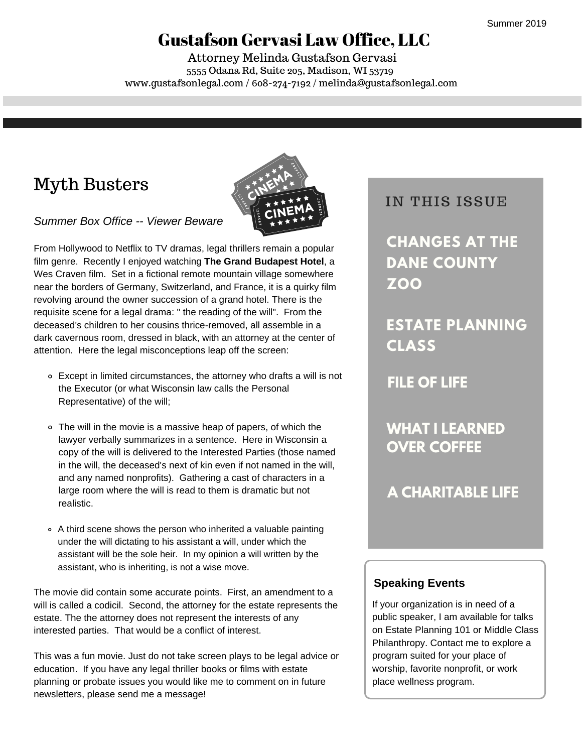Summer 2019

# Gustafson Gervasi Law Office, LLC

Attorney Melinda Gustafson Gervasi
5555 Odana Rd, Suite 205, Madison, WI 53719
www.gustafsonlegal.com / 608-274-7192 / melinda@gustafsonlegal.com

## Myth Busters

*Summer Box Office -- Viewer Beware*

From Hollywood to Netflix to TV dramas, legal thrillers remain a popular film genre. Recently I enjoyed watching **The Grand Budapest Hotel**, a Wes Craven film. Set in a fictional remote mountain village somewhere near the borders of Germany, Switzerland, and France, it is a quirky film revolving around the owner succession of a grand hotel. There is the requisite scene for a legal drama: " the reading of the will". From the deceased's children to her cousins thrice-removed, all assemble in a dark cavernous room, dressed in black, with an attorney at the center of attention. Here the legal misconceptions leap off the screen:

- Except in limited circumstances, the attorney who drafts a will is not the Executor (or what Wisconsin law calls the Personal Representative) of the will;
- The will in the movie is a massive heap of papers, of which the lawyer verbally summarizes in a sentence. Here in Wisconsin a copy of the will is delivered to the Interested Parties (those named in the will, the deceased's next of kin even if not named in the will, and any named nonprofits). Gathering a cast of characters in a large room where the will is read to them is dramatic but not realistic.
- A third scene shows the person who inherited a valuable painting under the will dictating to his assistant a will, under which the assistant will be the sole heir. In my opinion a will written by the assistant, who is inheriting, is not a wise move.

The movie did contain some accurate points. First, an amendment to a will is called a codicil. Second, the attorney for the estate represents the estate. The the attorney does not represent the interests of any interested parties. That would be a conflict of interest.

This was a fun movie. Just do not take screen plays to be legal advice or education. If you have any legal thriller books or films with estate planning or probate issues you would like me to comment on in future newsletters, please send me a message!

## IN THIS ISSUE

- CHANGES AT THE DANE COUNTY ZOO
- ESTATE PLANNING CLASS
- FILE OF LIFE
- WHAT I LEARNED OVER COFFEE
- A CHARITABLE LIFE

### Speaking Events

If your organization is in need of a public speaker, I am available for talks on Estate Planning 101 or Middle Class Philanthropy. Contact me to explore a program suited for your place of worship, favorite nonprofit, or work place wellness program.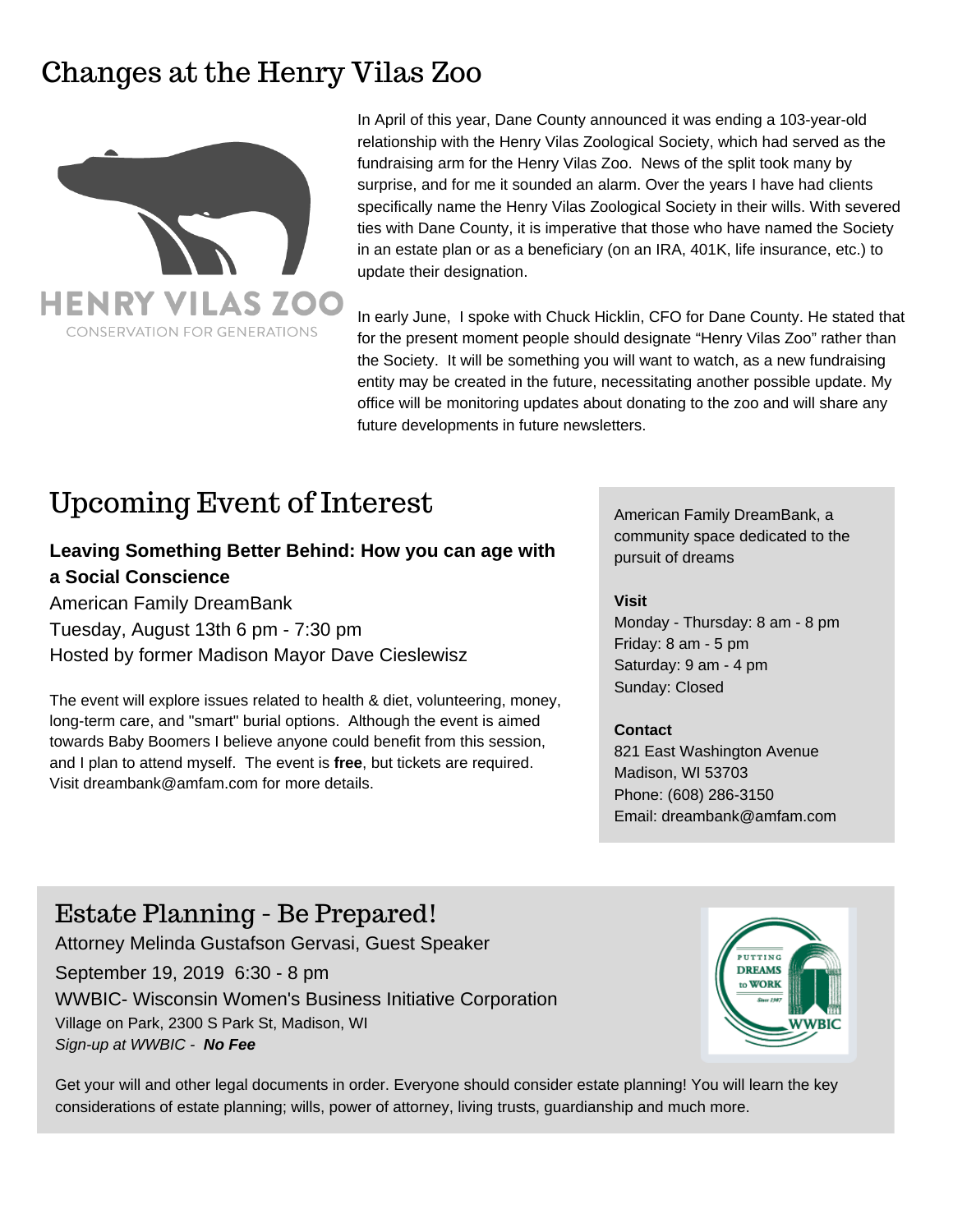## Changes at the Henry Vilas Zoo

HENRY VILAS ZOO
CONSERVATION FOR GENERATIONS

In April of this year, Dane County announced it was ending a 103-year-old relationship with the Henry Vilas Zoological Society, which had served as the fundraising arm for the Henry Vilas Zoo. News of the split took many by surprise, and for me it sounded an alarm. Over the years I have had clients specifically name the Henry Vilas Zoological Society in their wills. With severed ties with Dane County, it is imperative that those who have named the Society in an estate plan or as a beneficiary (on an IRA, 401K, life insurance, etc.) to update their designation.

In early June, I spoke with Chuck Hicklin, CFO for Dane County. He stated that for the present moment people should designate "Henry Vilas Zoo" rather than the Society. It will be something you will want to watch, as a new fundraising entity may be created in the future, necessitating another possible update. My office will be monitoring updates about donating to the zoo and will share any future developments in future newsletters.

## Upcoming Event of Interest

**Leaving Something Better Behind: How you can age with a Social Conscience**

American Family DreamBank
Tuesday, August 13th 6 pm - 7:30 pm
Hosted by former Madison Mayor Dave Cieslewisz

The event will explore issues related to health & diet, volunteering, money, long-term care, and "smart" burial options. Although the event is aimed towards Baby Boomers I believe anyone could benefit from this session, and I plan to attend myself. The event is **free**, but tickets are required. Visit dreambank@amfam.com for more details.

American Family DreamBank, a community space dedicated to the pursuit of dreams

**Visit**
Monday - Thursday: 8 am - 8 pm
Friday: 8 am - 5 pm
Saturday: 9 am - 4 pm
Sunday: Closed

**Contact**
821 East Washington Avenue
Madison, WI 53703
Phone: (608) 286-3150
Email: dreambank@amfam.com

## Estate Planning - Be Prepared!

Attorney Melinda Gustafson Gervasi, Guest Speaker
September 19, 2019 6:30 - 8 pm
WWBIC- Wisconsin Women's Business Initiative Corporation
Village on Park, 2300 S Park St, Madison, WI
*Sign-up at WWBIC - **No Fee***

PUTTING DREAMS to WORK Since 1987 WWBIC

Get your will and other legal documents in order. Everyone should consider estate planning! You will learn the key considerations of estate planning; wills, power of attorney, living trusts, guardianship and much more.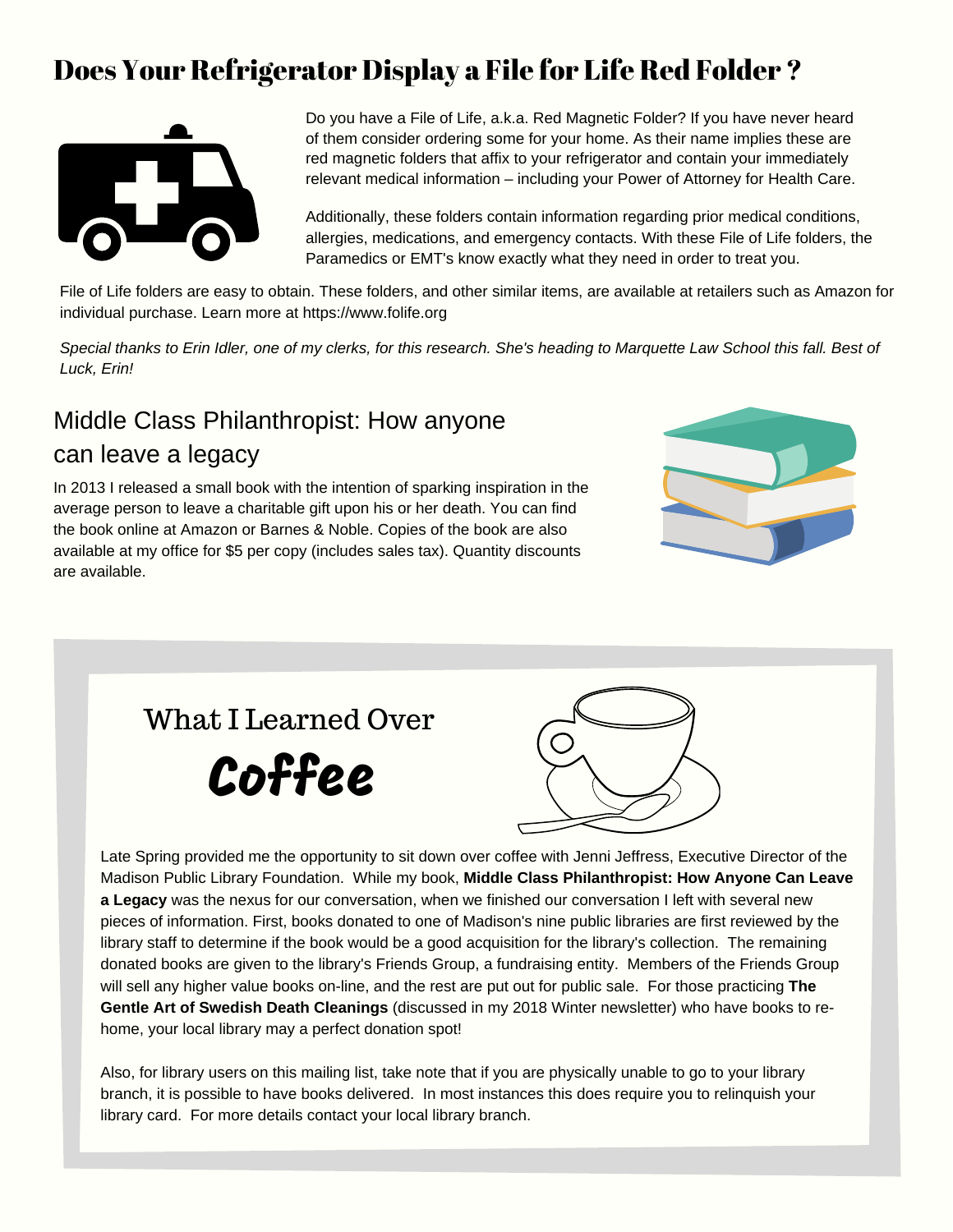# Does Your Refrigerator Display a File for Life Red Folder ?

Do you have a File of Life, a.k.a. Red Magnetic Folder? If you have never heard of them consider ordering some for your home. As their name implies these are red magnetic folders that affix to your refrigerator and contain your immediately relevant medical information – including your Power of Attorney for Health Care.

Additionally, these folders contain information regarding prior medical conditions, allergies, medications, and emergency contacts. With these File of Life folders, the Paramedics or EMT's know exactly what they need in order to treat you.

File of Life folders are easy to obtain. These folders, and other similar items, are available at retailers such as Amazon for individual purchase. Learn more at https://www.folife.org

*Special thanks to Erin Idler, one of my clerks, for this research. She's heading to Marquette Law School this fall. Best of Luck, Erin!*

## Middle Class Philanthropist: How anyone can leave a legacy

In 2013 I released a small book with the intention of sparking inspiration in the average person to leave a charitable gift upon his or her death. You can find the book online at Amazon or Barnes & Noble. Copies of the book are also available at my office for $5 per copy (includes sales tax). Quantity discounts are available.

## What I Learned Over Coffee

Late Spring provided me the opportunity to sit down over coffee with Jenni Jeffress, Executive Director of the Madison Public Library Foundation. While my book, **Middle Class Philanthropist: How Anyone Can Leave a Legacy** was the nexus for our conversation, when we finished our conversation I left with several new pieces of information. First, books donated to one of Madison's nine public libraries are first reviewed by the library staff to determine if the book would be a good acquisition for the library's collection. The remaining donated books are given to the library's Friends Group, a fundraising entity. Members of the Friends Group will sell any higher value books on-line, and the rest are put out for public sale. For those practicing **The Gentle Art of Swedish Death Cleanings** (discussed in my 2018 Winter newsletter) who have books to re-home, your local library may a perfect donation spot!

Also, for library users on this mailing list, take note that if you are physically unable to go to your library branch, it is possible to have books delivered. In most instances this does require you to relinquish your library card. For more details contact your local library branch.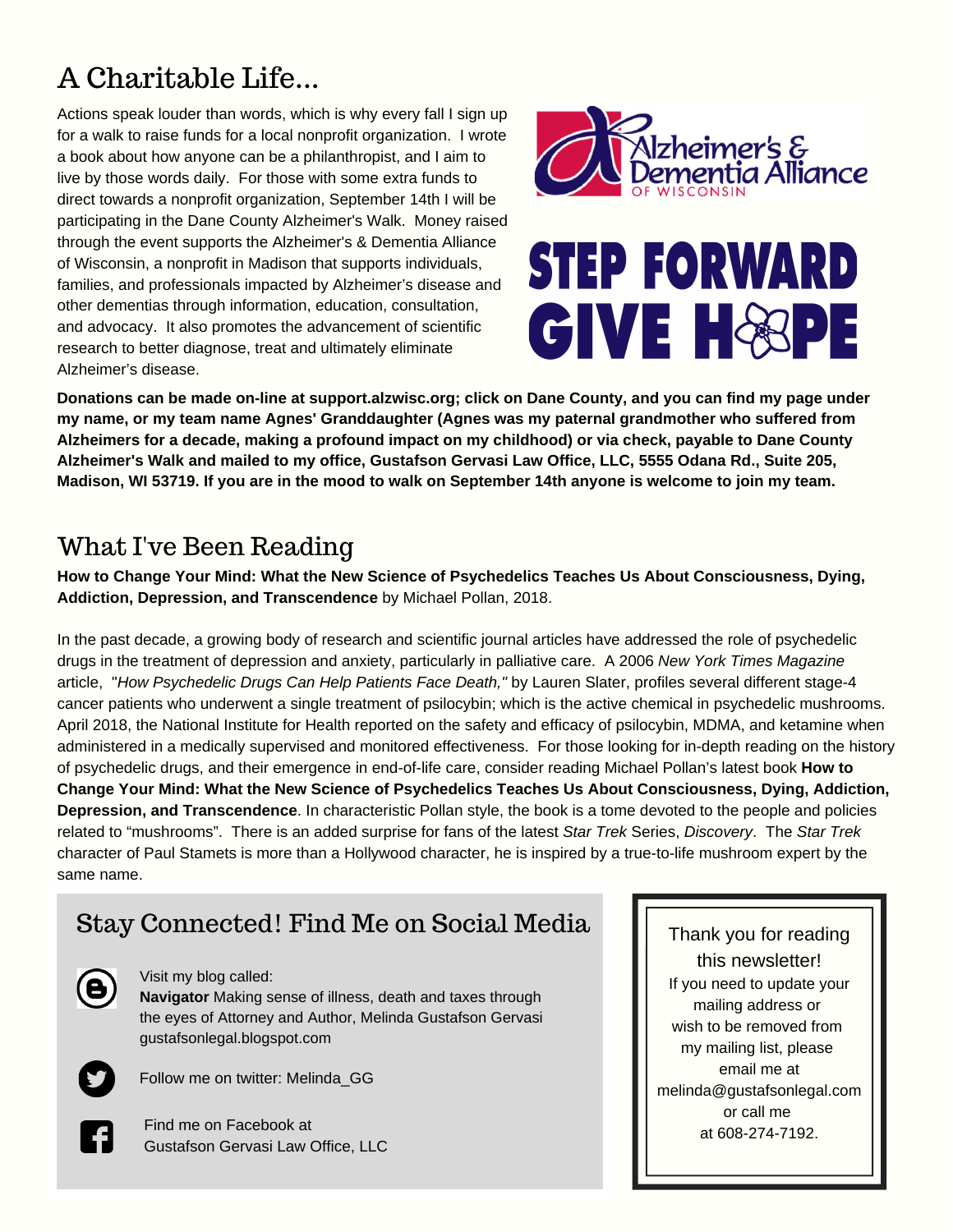## A Charitable Life...

Actions speak louder than words, which is why every fall I sign up for a walk to raise funds for a local nonprofit organization. I wrote a book about how anyone can be a philanthropist, and I aim to live by those words daily. For those with some extra funds to direct towards a nonprofit organization, September 14th I will be participating in the Dane County Alzheimer's Walk. Money raised through the event supports the Alzheimer's & Dementia Alliance of Wisconsin, a nonprofit in Madison that supports individuals, families, and professionals impacted by Alzheimer's disease and other dementias through information, education, consultation, and advocacy. It also promotes the advancement of scientific research to better diagnose, treat and ultimately eliminate Alzheimer's disease.

Alzheimer's & Dementia Alliance OF WISCONSIN

STEP FORWARD GIVE HOPE

**Donations can be made on-line at support.alzwisc.org; click on Dane County, and you can find my page under my name, or my team name Agnes' Granddaughter (Agnes was my paternal grandmother who suffered from Alzheimers for a decade, making a profound impact on my childhood) or via check, payable to Dane County Alzheimer's Walk and mailed to my office, Gustafson Gervasi Law Office, LLC, 5555 Odana Rd., Suite 205, Madison, WI 53719. If you are in the mood to walk on September 14th anyone is welcome to join my team.**

## What I've Been Reading

**How to Change Your Mind: What the New Science of Psychedelics Teaches Us About Consciousness, Dying, Addiction, Depression, and Transcendence** by Michael Pollan, 2018.

In the past decade, a growing body of research and scientific journal articles have addressed the role of psychedelic drugs in the treatment of depression and anxiety, particularly in palliative care. A 2006 *New York Times Magazine* article, "*How Psychedelic Drugs Can Help Patients Face Death,"* by Lauren Slater, profiles several different stage-4 cancer patients who underwent a single treatment of psilocybin; which is the active chemical in psychedelic mushrooms. April 2018, the National Institute for Health reported on the safety and efficacy of psilocybin, MDMA, and ketamine when administered in a medically supervised and monitored effectiveness. For those looking for in-depth reading on the history of psychedelic drugs, and their emergence in end-of-life care, consider reading Michael Pollan's latest book **How to Change Your Mind: What the New Science of Psychedelics Teaches Us About Consciousness, Dying, Addiction, Depression, and Transcendence**. In characteristic Pollan style, the book is a tome devoted to the people and policies related to "mushrooms". There is an added surprise for fans of the latest *Star Trek* Series, *Discovery*. The *Star Trek* character of Paul Stamets is more than a Hollywood character, he is inspired by a true-to-life mushroom expert by the same name.

## Stay Connected! Find Me on Social Media

Visit my blog called:
**Navigator** Making sense of illness, death and taxes through the eyes of Attorney and Author, Melinda Gustafson Gervasi
gustafsonlegal.blogspot.com

Follow me on twitter: Melinda_GG

Find me on Facebook at
Gustafson Gervasi Law Office, LLC

Thank you for reading this newsletter!
If you need to update your mailing address or wish to be removed from my mailing list, please email me at melinda@gustafsonlegal.com or call me at 608-274-7192.